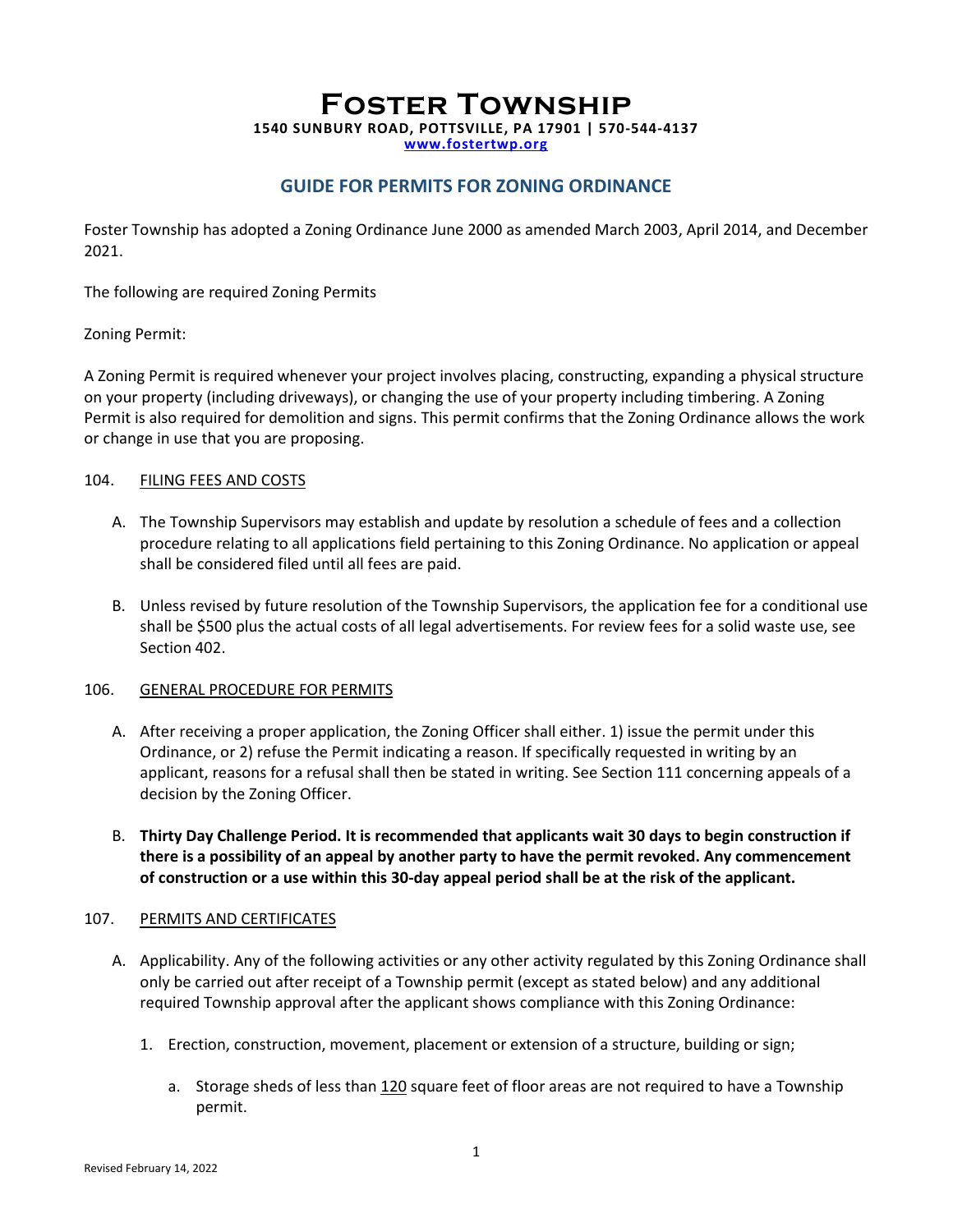# Foster Township

**1540 SUNBURY ROAD, POTTSVILLE, PA 17901 | 570-544-4137**

**www.fostertwp.org**

## GUIDE FOR PERMITS FOR ZONING ORDINANCE

Foster Township has adopted a Zoning Ordinance June 2000 as amended March 2003, April 2014, and December 2021.

The following are required Zoning Permits

Zoning Permit:

A Zoning Permit is required whenever your project involves placing, constructing, expanding a physical structure on your property (including driveways), or changing the use of your property including timbering. A Zoning Permit is also required for demolition and signs. This permit confirms that the Zoning Ordinance allows the work or change in use that you are proposing.

104. FILING FEES AND COSTS

A. The Township Supervisors may establish and update by resolution a schedule of fees and a collection procedure relating to all applications field pertaining to this Zoning Ordinance. No application or appeal shall be considered filed until all fees are paid.

B. Unless revised by future resolution of the Township Supervisors, the application fee for a conditional use shall be $500 plus the actual costs of all legal advertisements. For review fees for a solid waste use, see Section 402.

106. GENERAL PROCEDURE FOR PERMITS

A. After receiving a proper application, the Zoning Officer shall either. 1) issue the permit under this Ordinance, or 2) refuse the Permit indicating a reason. If specifically requested in writing by an applicant, reasons for a refusal shall then be stated in writing. See Section 111 concerning appeals of a decision by the Zoning Officer.

B. **Thirty Day Challenge Period. It is recommended that applicants wait 30 days to begin construction if there is a possibility of an appeal by another party to have the permit revoked. Any commencement of construction or a use within this 30-day appeal period shall be at the risk of the applicant.**

107. PERMITS AND CERTIFICATES

A. Applicability. Any of the following activities or any other activity regulated by this Zoning Ordinance shall only be carried out after receipt of a Township permit (except as stated below) and any additional required Township approval after the applicant shows compliance with this Zoning Ordinance:

1. Erection, construction, movement, placement or extension of a structure, building or sign;

   a. Storage sheds of less than 120 square feet of floor areas are not required to have a Township permit.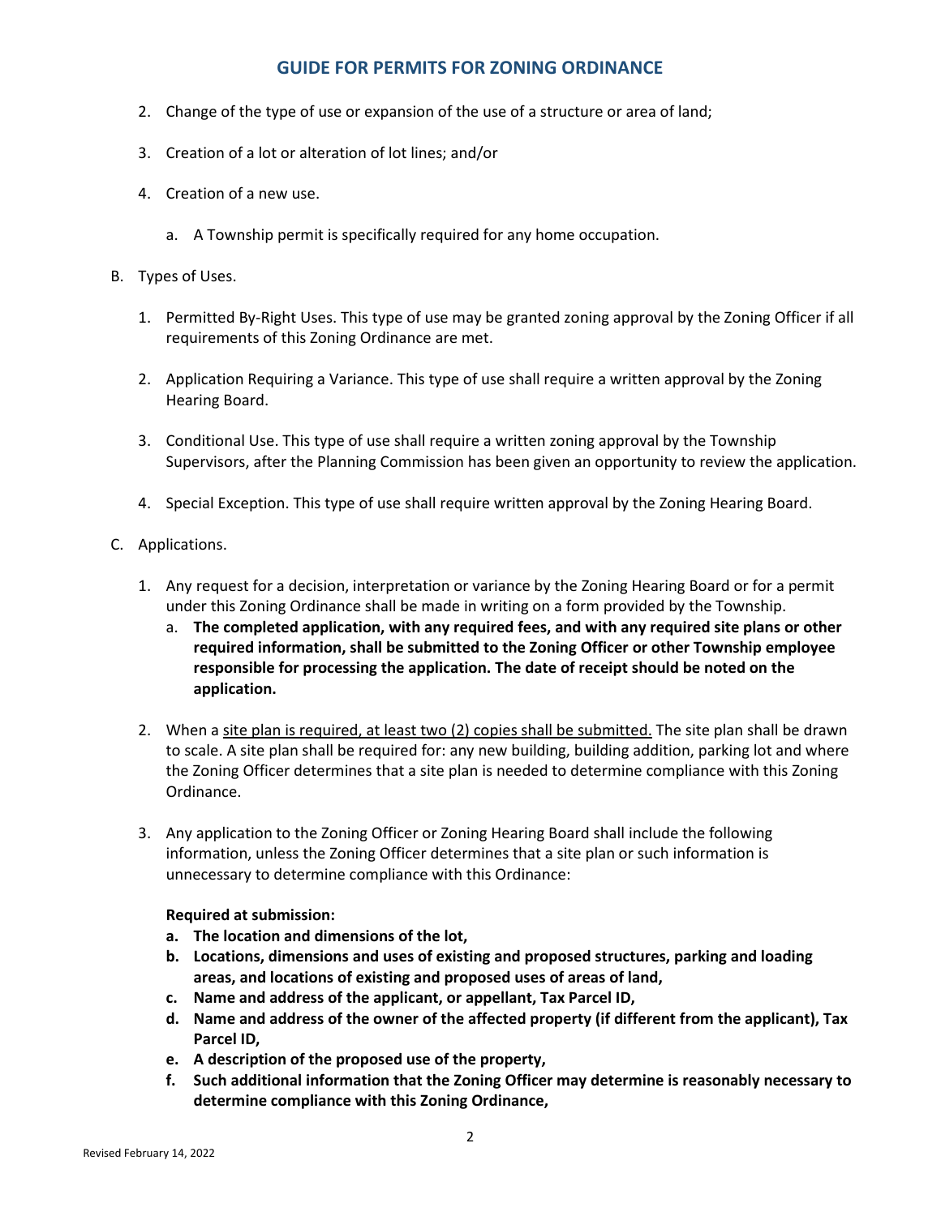2. Change of the type of use or expansion of the use of a structure or area of land;

3. Creation of a lot or alteration of lot lines; and/or

4. Creation of a new use.

   a. A Township permit is specifically required for any home occupation.

B. Types of Uses.

1. Permitted By-Right Uses. This type of use may be granted zoning approval by the Zoning Officer if all requirements of this Zoning Ordinance are met.

2. Application Requiring a Variance. This type of use shall require a written approval by the Zoning Hearing Board.

3. Conditional Use. This type of use shall require a written zoning approval by the Township Supervisors, after the Planning Commission has been given an opportunity to review the application.

4. Special Exception. This type of use shall require written approval by the Zoning Hearing Board.

C. Applications.

1. Any request for a decision, interpretation or variance by the Zoning Hearing Board or for a permit under this Zoning Ordinance shall be made in writing on a form provided by the Township.

   a. **The completed application, with any required fees, and with any required site plans or other required information, shall be submitted to the Zoning Officer or other Township employee responsible for processing the application. The date of receipt should be noted on the application.**

2. When a <u>site plan is required, at least two (2) copies shall be submitted.</u> The site plan shall be drawn to scale. A site plan shall be required for: any new building, building addition, parking lot and where the Zoning Officer determines that a site plan is needed to determine compliance with this Zoning Ordinance.

3. Any application to the Zoning Officer or Zoning Hearing Board shall include the following information, unless the Zoning Officer determines that a site plan or such information is unnecessary to determine compliance with this Ordinance:

   **Required at submission:**

   a. **The location and dimensions of the lot,**
   b. **Locations, dimensions and uses of existing and proposed structures, parking and loading areas, and locations of existing and proposed uses of areas of land,**
   c. **Name and address of the applicant, or appellant, Tax Parcel ID,**
   d. **Name and address of the owner of the affected property (if different from the applicant), Tax Parcel ID,**
   e. **A description of the proposed use of the property,**
   f. **Such additional information that the Zoning Officer may determine is reasonably necessary to determine compliance with this Zoning Ordinance,**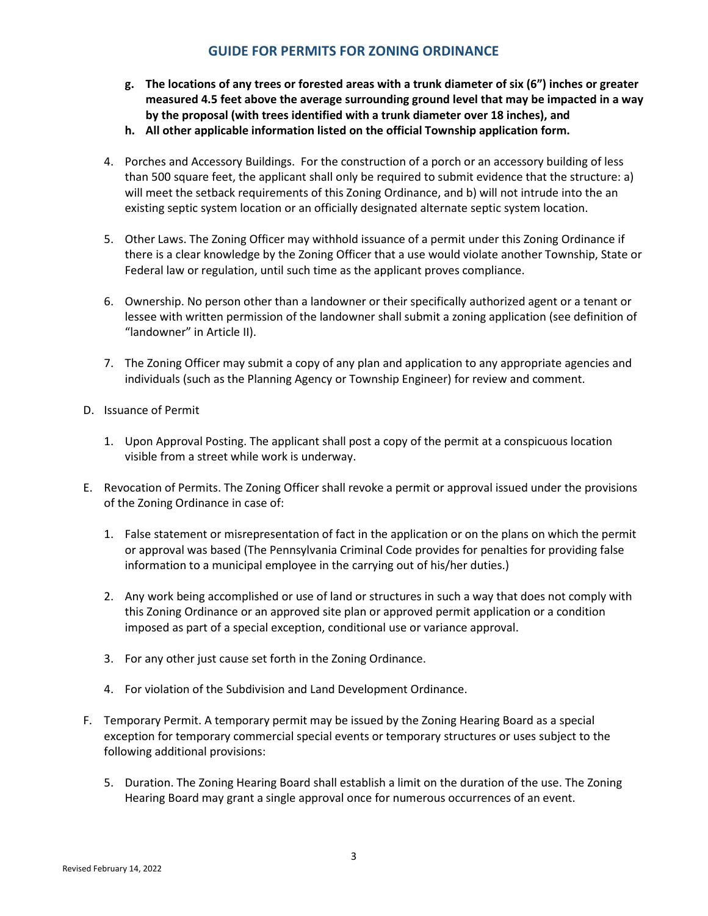- **g. The locations of any trees or forested areas with a trunk diameter of six (6") inches or greater measured 4.5 feet above the average surrounding ground level that may be impacted in a way by the proposal (with trees identified with a trunk diameter over 18 inches), and**
- **h. All other applicable information listed on the official Township application form.**

4. Porches and Accessory Buildings. For the construction of a porch or an accessory building of less than 500 square feet, the applicant shall only be required to submit evidence that the structure: a) will meet the setback requirements of this Zoning Ordinance, and b) will not intrude into the an existing septic system location or an officially designated alternate septic system location.

5. Other Laws. The Zoning Officer may withhold issuance of a permit under this Zoning Ordinance if there is a clear knowledge by the Zoning Officer that a use would violate another Township, State or Federal law or regulation, until such time as the applicant proves compliance.

6. Ownership. No person other than a landowner or their specifically authorized agent or a tenant or lessee with written permission of the landowner shall submit a zoning application (see definition of "landowner" in Article II).

7. The Zoning Officer may submit a copy of any plan and application to any appropriate agencies and individuals (such as the Planning Agency or Township Engineer) for review and comment.

D. Issuance of Permit

1. Upon Approval Posting. The applicant shall post a copy of the permit at a conspicuous location visible from a street while work is underway.

E. Revocation of Permits. The Zoning Officer shall revoke a permit or approval issued under the provisions of the Zoning Ordinance in case of:

1. False statement or misrepresentation of fact in the application or on the plans on which the permit or approval was based (The Pennsylvania Criminal Code provides for penalties for providing false information to a municipal employee in the carrying out of his/her duties.)

2. Any work being accomplished or use of land or structures in such a way that does not comply with this Zoning Ordinance or an approved site plan or approved permit application or a condition imposed as part of a special exception, conditional use or variance approval.

3. For any other just cause set forth in the Zoning Ordinance.

4. For violation of the Subdivision and Land Development Ordinance.

F. Temporary Permit. A temporary permit may be issued by the Zoning Hearing Board as a special exception for temporary commercial special events or temporary structures or uses subject to the following additional provisions:

5. Duration. The Zoning Hearing Board shall establish a limit on the duration of the use. The Zoning Hearing Board may grant a single approval once for numerous occurrences of an event.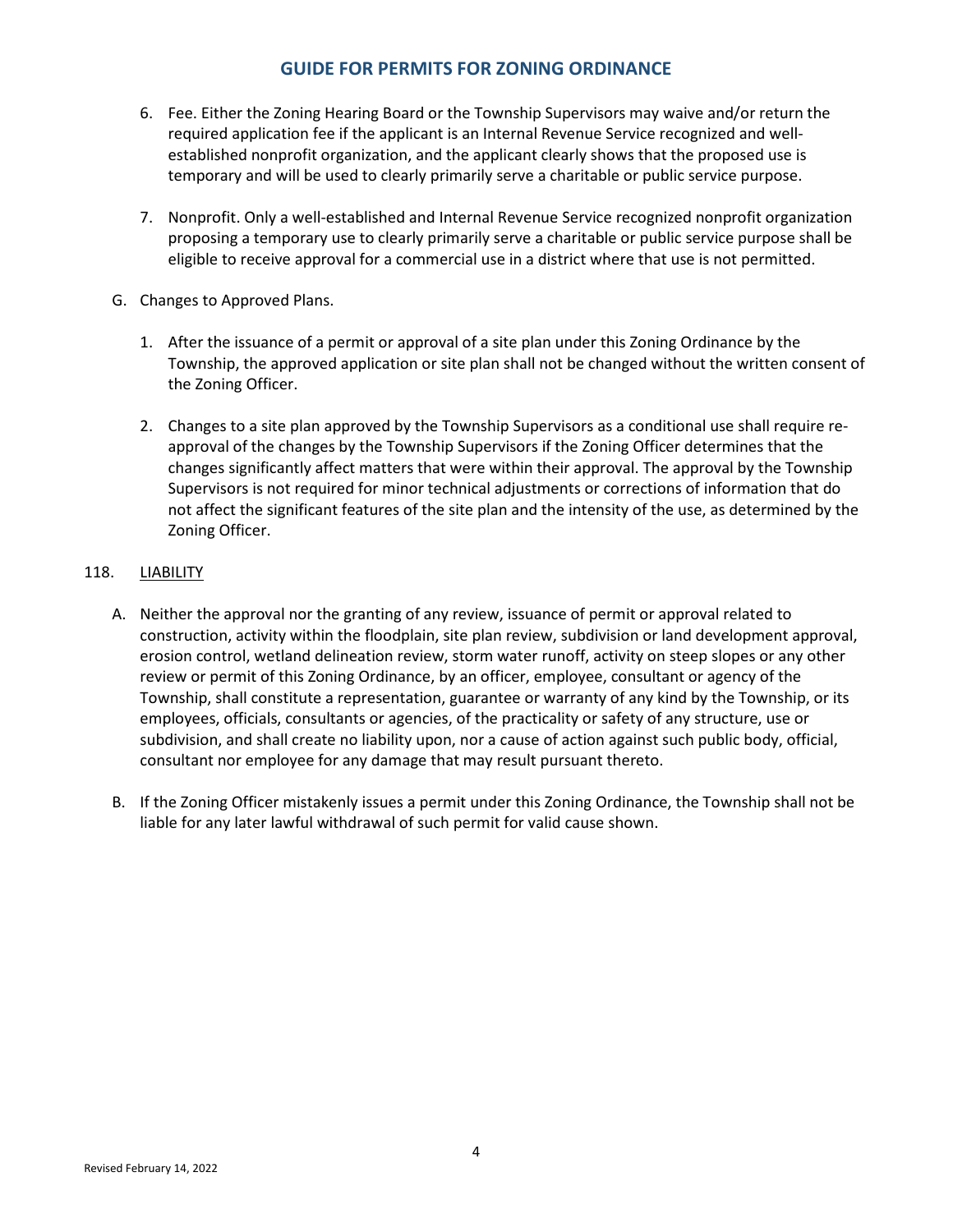6. Fee. Either the Zoning Hearing Board or the Township Supervisors may waive and/or return the required application fee if the applicant is an Internal Revenue Service recognized and well-established nonprofit organization, and the applicant clearly shows that the proposed use is temporary and will be used to clearly primarily serve a charitable or public service purpose.

7. Nonprofit. Only a well-established and Internal Revenue Service recognized nonprofit organization proposing a temporary use to clearly primarily serve a charitable or public service purpose shall be eligible to receive approval for a commercial use in a district where that use is not permitted.

G. Changes to Approved Plans.

1. After the issuance of a permit or approval of a site plan under this Zoning Ordinance by the Township, the approved application or site plan shall not be changed without the written consent of the Zoning Officer.

2. Changes to a site plan approved by the Township Supervisors as a conditional use shall require re-approval of the changes by the Township Supervisors if the Zoning Officer determines that the changes significantly affect matters that were within their approval. The approval by the Township Supervisors is not required for minor technical adjustments or corrections of information that do not affect the significant features of the site plan and the intensity of the use, as determined by the Zoning Officer.

118. LIABILITY

A. Neither the approval nor the granting of any review, issuance of permit or approval related to construction, activity within the floodplain, site plan review, subdivision or land development approval, erosion control, wetland delineation review, storm water runoff, activity on steep slopes or any other review or permit of this Zoning Ordinance, by an officer, employee, consultant or agency of the Township, shall constitute a representation, guarantee or warranty of any kind by the Township, or its employees, officials, consultants or agencies, of the practicality or safety of any structure, use or subdivision, and shall create no liability upon, nor a cause of action against such public body, official, consultant nor employee for any damage that may result pursuant thereto.

B. If the Zoning Officer mistakenly issues a permit under this Zoning Ordinance, the Township shall not be liable for any later lawful withdrawal of such permit for valid cause shown.